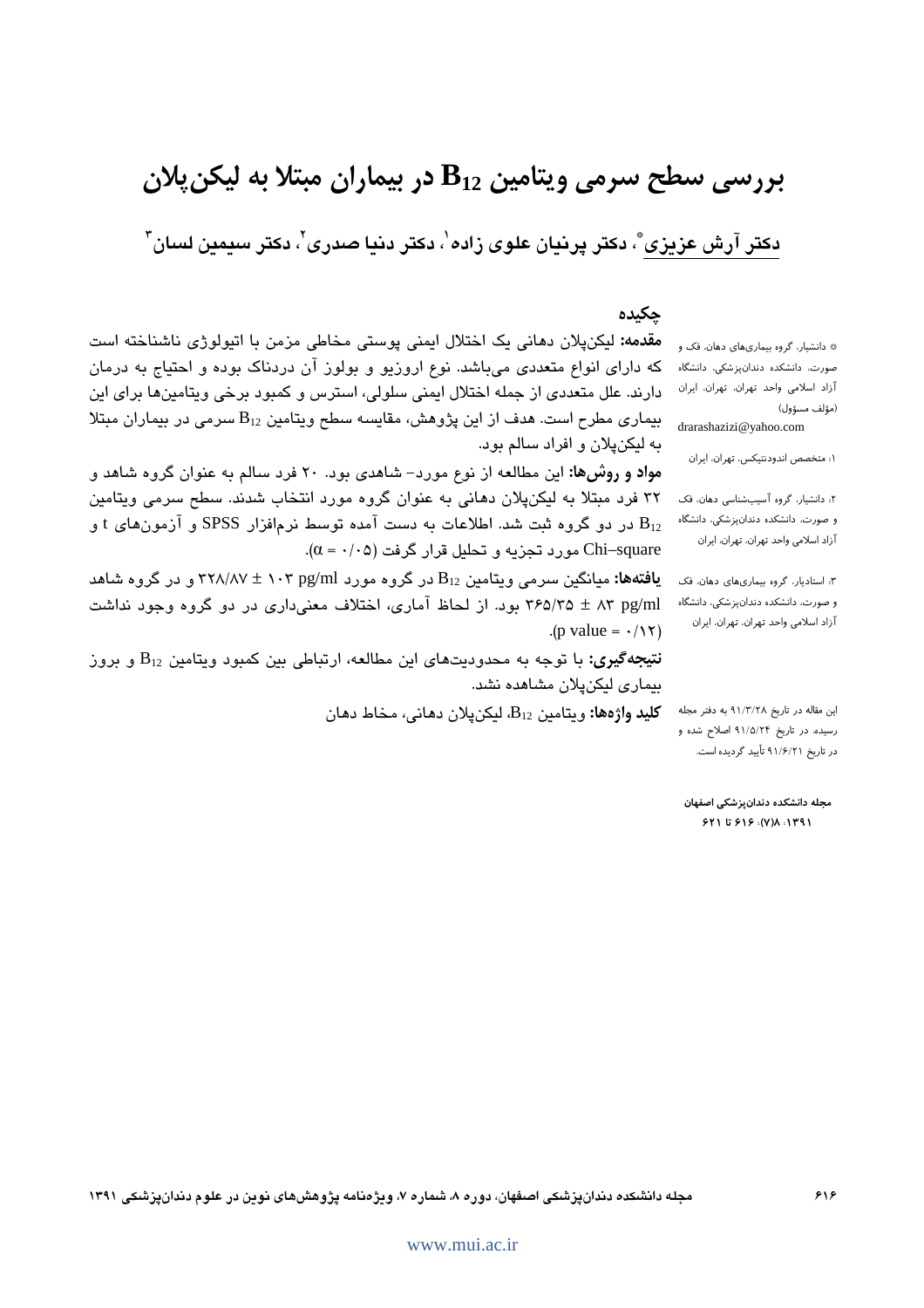# بررسی سطح سرمی ویتامین $B_{12}$ در بیماران مبتلا به لیکن‌پلان

**دکتر آرش عزیزی*، دکتر پرنیان علوی زاده[1]، دکتر دنیا صدری[2]، دکتر سیمین لسان[3]**

## چکیده

**مقدمه:** لیکن‌پلان دهانی یک اختلال ایمنی پوستی مخاطی مزمن با اتیولوژی ناشناخته است که دارای انواع متعددی می‌باشد. نوع اروزیو و بولوز آن دردناک بوده و احتیاج به درمان دارند. علل متعددی از جمله اختلال ایمنی سلولی، استرس و کمبود برخی ویتامین‌ها برای این بیماری مطرح است. هدف از این پژوهش، مقایسه سطح ویتامین $B_{12}$ سرمی در بیماران مبتلا به لیکن‌پلان و افراد سالم بود.

**مواد و روش‌ها:** این مطالعه از نوع مورد- شاهدی بود. ۲۰ فرد سالم به عنوان گروه شاهد و ۳۲ فرد مبتلا به لیکن‌پلان دهانی به عنوان گروه مورد انتخاب شدند. سطح سرمی ویتامین $B_{12}$ در دو گروه ثبت شد. اطلاعات به دست آمده توسط نرم‌افزار SPSS و آزمون‌های t و Chi–square مورد تجزیه و تحلیل قرار گرفت ($\alpha = ۰/۰۵$).

**یافته‌ها:** میانگین سرمی ویتامین $B_{12}$ در گروه مورد pg/ml ۱۰۳ ± ۳۲۸/۸۷ و در گروه شاهد pg/ml ۸۳ ± ۳۶۵/۳۵ بود. از لحاظ آماری، اختلاف معنی‌داری در دو گروه وجود نداشت (p value = ۰/۱۲).

**نتیجه‌گیری:** با توجه به محدودیت‌های این مطالعه، ارتباطی بین کمبود ویتامین $B_{12}$ و بروز بیماری لیکن‌پلان مشاهده نشد.

**کلید واژه‌ها:** ویتامین $B_{12}$، لیکن‌پلان دهانی، مخاط دهان

---

* دانشیار، گروه بیماری‌های دهان، فک و صورت، دانشکده دندانپزشکی، دانشگاه آزاد اسلامی واحد تهران، تهران، ایران (مؤلف مسؤول)
drarashazizi@yahoo.com

۱: متخصص اندودنتیکس، تهران، ایران

۲: دانشیار، گروه آسیب‌شناسی دهان، فک و صورت، دانشکده دندانپزشکی، دانشگاه آزاد اسلامی واحد تهران، تهران، ایران

۳: استادیار، گروه بیماری‌های دهان، فک و صورت، دانشکده دندانپزشکی، دانشگاه آزاد اسلامی واحد تهران، تهران، ایران

این مقاله در تاریخ ۹۱/۳/۲۸ به دفتر مجله رسیده، در تاریخ ۹۱/۵/۲۴ اصلاح شده و در تاریخ ۹۱/۶/۲۱ تأیید گردیده است.

مجله دانشکده دندانپزشکی اصفهان
۱۳۹۱؛ ۸(۷): ۶۱۶ تا ۶۲۱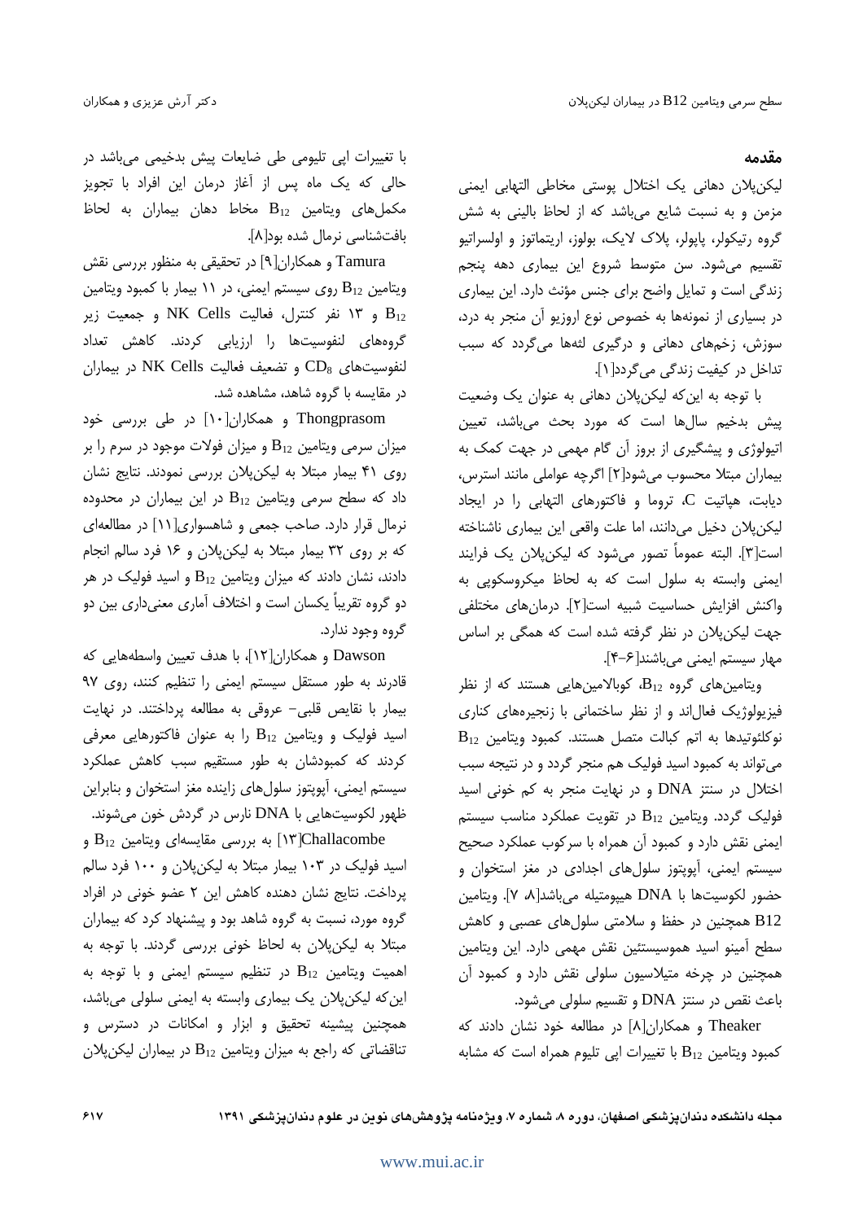## مقدمه

لیکن‌پلان دهانی یک اختلال پوستی مخاطی التهابی ایمنی مزمن و به نسبت شایع می‌باشد که از لحاظ بالینی به شش گروه رتیکولر، پاپولر، پلاک لایک، بولوز، اریتماتوز و اولسراتیو تقسیم می‌شود. سن متوسط شروع این بیماری دهه پنجم زندگی است و تمایل واضح برای جنس مؤنث دارد. این بیماری در بسیاری از نمونه‌ها به خصوص نوع اروزیو آن منجر به درد، سوزش، زخم‌های دهانی و درگیری لثه‌ها می‌گردد که سبب تداخل در کیفیت زندگی می‌گردد[۱].

با توجه به این‌که لیکن‌پلان دهانی به عنوان یک وضعیت پیش بدخیم سال‌ها است که مورد بحث می‌باشد، تعیین اتیولوژی و پیشگیری از بروز آن گام مهمی در جهت کمک به بیماران مبتلا محسوب می‌شود[۲] اگرچه عواملی مانند استرس، دیابت، هپاتیت C، تروما و فاکتورهای التهابی را در ایجاد لیکن‌پلان دخیل می‌دانند، اما علت واقعی این بیماری ناشناخته است[۳]. البته عموماً تصور می‌شود که لیکن‌پلان یک فرایند ایمنی وابسته به سلول است که به لحاظ میکروسکوپی به واکنش افزایش حساسیت شبیه است[۲]. درمان‌های مختلفی جهت لیکن‌پلان در نظر گرفته شده است که همگی بر اساس مهار سیستم ایمنی می‌باشند[۶-۴].

ویتامین‌های گروه $B_{12}$، کوبالامین‌هایی هستند که از نظر فیزیولوژیک فعال‌اند و از نظر ساختمانی با زنجیره‌های کناری نوکلئوتیدها به اتم کبالت متصل هستند. کمبود ویتامین $B_{12}$ می‌تواند به کمبود اسید فولیک هم منجر گردد و در نتیجه سبب اختلال در سنتز DNA و در نهایت منجر به کم خونی اسید فولیک گردد. ویتامین $B_{12}$ در تقویت عملکرد مناسب سیستم ایمنی نقش دارد و کمبود آن همراه با سرکوب عملکرد صحیح سیستم ایمنی، آپوپتوز سلول‌های اجدادی در مغز استخوان و حضور لکوسیت‌ها با DNA هیپومتیله می‌باشد[۸، ۷]. ویتامین B12 همچنین در حفظ و سلامتی سلول‌های عصبی و کاهش سطح آمینو اسید هموسیستئین نقش مهمی دارد. این ویتامین همچنین در چرخه متیلاسیون سلولی نقش دارد و کمبود آن باعث نقص در سنتز DNA و تقسیم سلولی می‌شود.

Theaker و همکاران[۸] در مطالعه خود نشان دادند که کمبود ویتامین $B_{12}$ با تغییرات اپی تلیوم همراه است که مشابه با تغییرات اپی تلیومی طی ضایعات پیش بدخیمی می‌باشد در حالی که یک ماه پس از آغاز درمان این افراد با تجویز مکمل‌های ویتامین $B_{12}$ مخاط دهان بیماران به لحاظ بافت‌شناسی نرمال شده بود[۸].

Tamura و همکاران[۹] در تحقیقی به منظور بررسی نقش ویتامین $B_{12}$ روی سیستم ایمنی، در ۱۱ بیمار با کمبود ویتامین $B_{12}$ و ۱۳ نفر کنترل، فعالیت NK Cells و جمعیت زیر گروه‌های لنفوسیت‌ها را ارزیابی کردند. کاهش تعداد لنفوسیت‌های $CD_8$ و تضعیف فعالیت NK Cells در بیماران در مقایسه با گروه شاهد، مشاهده شد.

Thongprasom و همکاران[۱۰] در طی بررسی خود میزان سرمی ویتامین $B_{12}$ و میزان فولات موجود در سرم را بر روی ۴۱ بیمار مبتلا به لیکن‌پلان بررسی نمودند. نتایج نشان داد که سطح سرمی ویتامین $B_{12}$ در این بیماران در محدوده نرمال قرار دارد. صاحب جمعی و شاهسواری[۱۱] در مطالعه‌ای که بر روی ۳۲ بیمار مبتلا به لیکن‌پلان و ۱۶ فرد سالم انجام دادند، نشان دادند که میزان ویتامین $B_{12}$ و اسید فولیک در هر دو گروه تقریباً یکسان است و اختلاف آماری معنی‌داری بین دو گروه وجود ندارد.

Dawson و همکاران[۱۲]، با هدف تعیین واسطه‌هایی که قادرند به طور مستقل سیستم ایمنی را تنظیم کنند، روی ۹۷ بیمار با نقایص قلبی- عروقی به مطالعه پرداختند. در نهایت اسید فولیک و ویتامین $B_{12}$ را به عنوان فاکتورهایی معرفی کردند که کمبودشان به طور مستقیم سبب کاهش عملکرد سیستم ایمنی، آپوپتوز سلول‌های زاینده مغز استخوان و بنابراین ظهور لکوسیت‌هایی با DNA نارس در گردش خون می‌شوند.

Challacombe[۱۳] به بررسی مقایسه‌ای ویتامین $B_{12}$ و اسید فولیک در ۱۰۳ بیمار مبتلا به لیکن‌پلان و ۱۰۰ فرد سالم پرداخت. نتایج نشان دهنده کاهش این ۲ عضو خونی در افراد گروه مورد، نسبت به گروه شاهد بود و پیشنهاد کرد که بیماران مبتلا به لیکن‌پلان به لحاظ خونی بررسی گردند. با توجه به اهمیت ویتامین $B_{12}$ در تنظیم سیستم ایمنی و با توجه به این‌که لیکن‌پلان یک بیماری وابسته به ایمنی سلولی می‌باشد، همچنین پیشینه تحقیق و ابزار و امکانات در دسترس و تناقضاتی که راجع به میزان ویتامین $B_{12}$ در بیماران لیکن‌پلان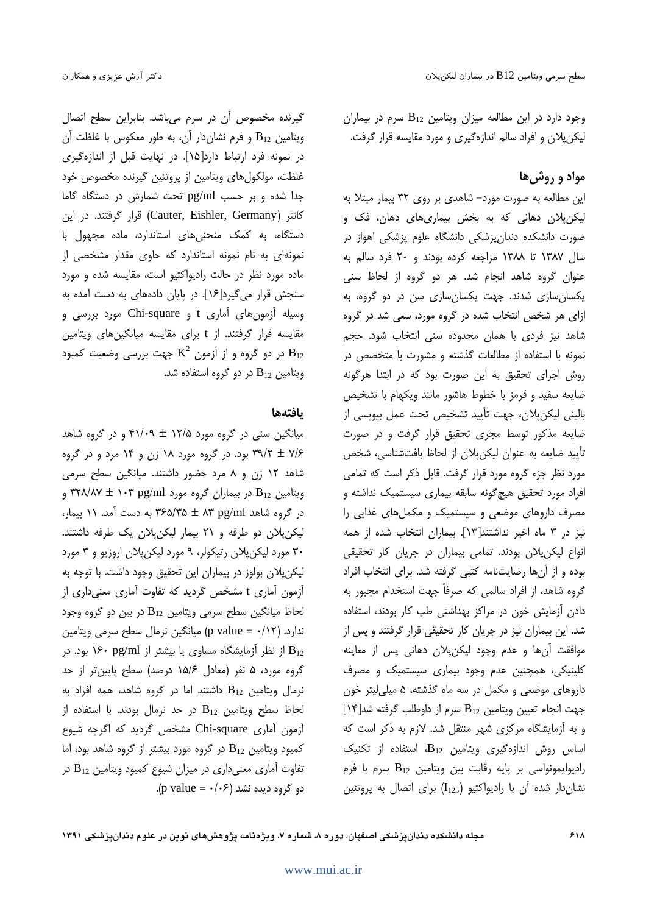وجود دارد در این مطالعه میزان ویتامین $B_{12}$ سرم در بیماران لیکن‌پلان و افراد سالم اندازه‌گیری و مورد مقایسه قرار گرفت.

## مواد و روش‌ها

این مطالعه به صورت مورد- شاهدی بر روی ۳۲ بیمار مبتلا به لیکن‌پلان دهانی که به بخش بیماری‌های دهان، فک و صورت دانشکده دندان‌پزشکی دانشگاه علوم پزشکی اهواز در سال ۱۳۸۷ تا ۱۳۸۸ مراجعه کرده بودند و ۲۰ فرد سالم به عنوان گروه شاهد انجام شد. هر دو گروه از لحاظ سنی یکسان‌سازی شدند. جهت یکسان‌سازی سن در دو گروه، به ازای هر شخص انتخاب شده در گروه مورد، سعی شد در گروه شاهد نیز فردی با همان محدوده سنی انتخاب شود. حجم نمونه با استفاده از مطالعات گذشته و مشورت با متخصص در روش اجرای تحقیق به این صورت بود که در ابتدا هرگونه ضایعه سفید و قرمز با خطوط هاشور مانند ویکهام با تشخیص بالینی لیکن‌پلان، جهت تأیید تشخیص تحت عمل بیوپسی از ضایعه مذکور توسط مجری تحقیق قرار گرفت و در صورت تأیید ضایعه به عنوان لیکن‌پلان از لحاظ بافت‌شناسی، شخص مورد نظر جزء گروه مورد قرار گرفت. قابل ذکر است که تمامی افراد مورد تحقیق هیچ‌گونه سابقه بیماری سیستمیک نداشته و مصرف داروهای موضعی و سیستمیک و مکمل‌های غذایی را نیز در ۳ ماه اخیر نداشتند[۱۳]. بیماران انتخاب شده از همه انواع لیکن‌پلان بودند. تمامی بیماران در جریان کار تحقیقی بوده و از آن‌ها رضایت‌نامه کتبی گرفته شد. برای انتخاب افراد گروه شاهد، از افراد سالمی که صرفاً جهت استخدام مجبور به دادن آزمایش خون در مراکز بهداشتی طب کار بودند، استفاده شد. این بیماران نیز در جریان کار تحقیقی قرار گرفتند و پس از موافقت آن‌ها و عدم وجود لیکن‌پلان دهانی پس از معاینه کلینیکی، همچنین عدم وجود بیماری سیستمیک و مصرف داروهای موضعی و مکمل در سه ماه گذشته، ۵ میلی‌لیتر خون جهت انجام تعیین ویتامین $B_{12}$ سرم از داوطلب گرفته شد[۱۴] و به آزمایشگاه مرکزی شهر منتقل شد. لازم به ذکر است که اساس روش اندازه‌گیری ویتامین $B_{12}$، استفاده از تکنیک رادیوایمونواسی بر پایه رقابت بین ویتامین $B_{12}$ سرم با فرم نشان‌دار شده آن با رادیواکتیو ($I_{125}$) برای اتصال به پروتئین گیرنده مخصوص آن در سرم می‌باشد. بنابراین سطح اتصال ویتامین $B_{12}$ و فرم نشان‌دار آن، به طور معکوس با غلظت آن در نمونه فرد ارتباط دارد[۱۵]. در نهایت قبل از اندازه‌گیری غلظت، مولکول‌های ویتامین از پروتئین گیرنده مخصوص خود جدا شده و بر حسب pg/ml تحت شمارش در دستگاه گاما کانتر (Cauter, Eishler, Germany) قرار گرفتند. در این دستگاه، به کمک منحنی‌های استاندارد، ماده مجهول با نمونه‌ای به نام نمونه استاندارد که حاوی مقدار مشخصی از ماده مورد نظر در حالت رادیواکتیو است، مقایسه شده و مورد سنجش قرار می‌گیرد[۱۶]. در پایان داده‌های به دست آمده به وسیله آزمون‌های آماری t و Chi-square مورد بررسی و مقایسه قرار گرفتند. از t برای مقایسه میانگین‌های ویتامین $B_{12}$ در دو گروه و از آزمون $K^2$ جهت بررسی وضعیت کمبود ویتامین $B_{12}$ در دو گروه استفاده شد.

## یافته‌ها

میانگین سنی در گروه مورد ۱۲/۵ ± ۴۱/۰۹ و در گروه شاهد ۷/۶ ± ۳۹/۲ بود. در گروه مورد ۱۸ زن و ۱۴ مرد و در گروه شاهد ۱۲ زن و ۸ مرد حضور داشتند. میانگین سطح سرمی ویتامین $B_{12}$ در بیماران گروه مورد pg/ml ۱۰۳ ± ۳۲۸/۸۷ و در گروه شاهد pg/ml ۸۳ ± ۳۶۵/۳۵ به دست آمد. ۱۱ بیمار، لیکن‌پلان دو طرفه و ۲۱ بیمار لیکن‌پلان یک طرفه داشتند. ۳۰ مورد لیکن‌پلان رتیکولر، ۹ مورد لیکن‌پلان اروزیو و ۳ مورد لیکن‌پلان بولوز در بیماران این تحقیق وجود داشت. با توجه به آزمون آماری t مشخص گردید که تفاوت آماری معنی‌داری از لحاظ میانگین سطح سرمی ویتامین $B_{12}$ در بین دو گروه وجود ندارد. (p value = ۰/۱۲) میانگین نرمال سطح سرمی ویتامین $B_{12}$ از نظر آزمایشگاه مساوی یا بیشتر از pg/ml ۱۶۰ بود. در گروه مورد، ۵ نفر (معادل ۱۵/۶ درصد) سطح پایین‌تر از حد نرمال ویتامین $B_{12}$ داشتند اما در گروه شاهد، همه افراد به لحاظ سطح ویتامین $B_{12}$ در حد نرمال بودند. با استفاده از آزمون آماری Chi-square مشخص گردید که اگرچه شیوع کمبود ویتامین $B_{12}$ در گروه مورد بیشتر از گروه شاهد بود، اما تفاوت آماری معنی‌داری در میزان شیوع کمبود ویتامین $B_{12}$ در دو گروه دیده نشد (p value = ۰/۰۶).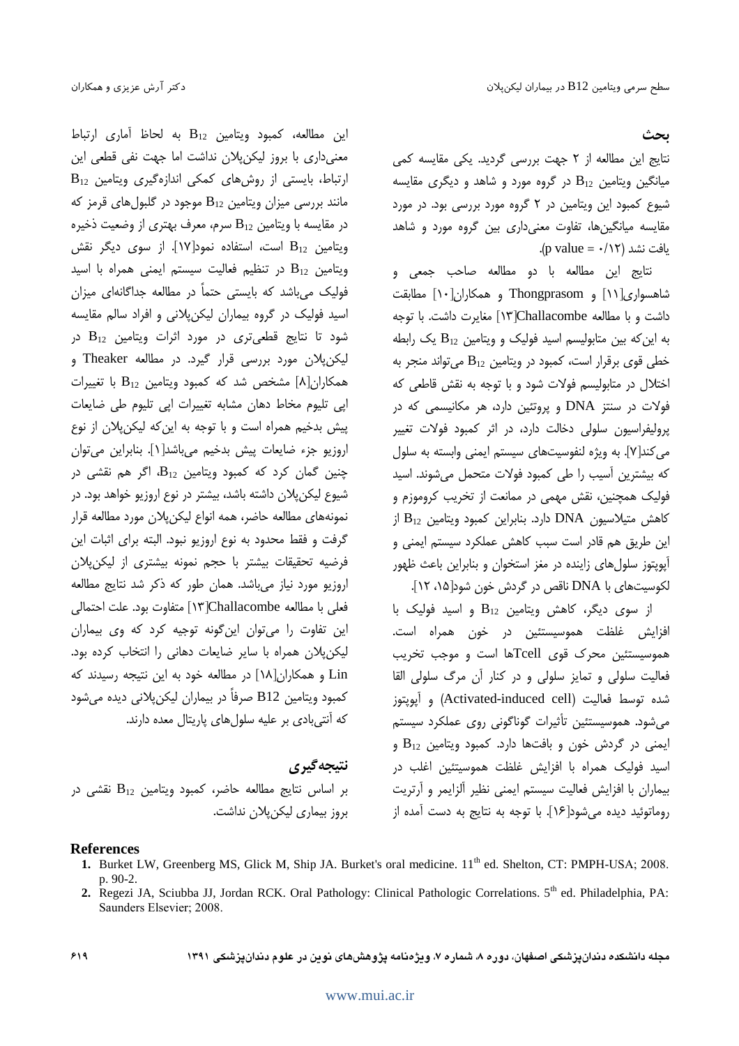## بحث

نتایج این مطالعه از ۲ جهت بررسی گردید. یکی مقایسه کمی میانگین ویتامین $B_{12}$ در گروه مورد و شاهد و دیگری مقایسه شیوع کمبود این ویتامین در ۲ گروه مورد بررسی بود. در مورد مقایسه میانگین‌ها، تفاوت معنی‌داری بین گروه مورد و شاهد یافت نشد (p value = ۰/۱۲).

نتایج این مطالعه با دو مطالعه صاحب جمعی و شاهسواری[۱۱] و Thongprasom و همکاران[۱۰] مطابقت داشت و با مطالعه Challacombe[۱۳] مغایرت داشت. با توجه به این‌که بین متابولیسم اسید فولیک و ویتامین $B_{12}$ یک رابطه خطی قوی برقرار است، کمبود در ویتامین $B_{12}$ می‌تواند منجر به اختلال در متابولیسم فولات شود و با توجه به نقش قاطعی که فولات در سنتز DNA و پروتئین دارد، هر مکانیسمی که در پرولیفراسیون سلولی دخالت دارد، در اثر کمبود فولات تغییر می‌کند[۷]. به ویژه لنفوسیت‌های سیستم ایمنی وابسته به سلول که بیشترین آسیب را طی کمبود فولات متحمل می‌شوند. اسید فولیک همچنین، نقش مهمی در ممانعت از تخریب کروموزم و کاهش متیلاسیون DNA دارد. بنابراین کمبود ویتامین $B_{12}$ از این طریق هم قادر است سبب کاهش عملکرد سیستم ایمنی و آپوپتوز سلول‌های زاینده در مغز استخوان و بنابراین باعث ظهور لکوسیت‌های با DNA ناقص در گردش خون شود[۱۵، ۱۲].

از سوی دیگر، کاهش ویتامین $B_{12}$ و اسید فولیک با افزایش غلظت هموسیستئین در خون همراه است. هموسیستئین محرک قوی Tcellها است و موجب تخریب فعالیت سلولی و تمایز سلولی و در کنار آن مرگ سلولی القا شده توسط فعالیت (Activated-induced cell) و آپوپتوز می‌شود. هموسیستئین تأثیرات گوناگونی روی عملکرد سیستم ایمنی در گردش خون و بافت‌ها دارد. کمبود ویتامین $B_{12}$ و اسید فولیک همراه با افزایش غلظت هموسیتئین اغلب در بیماران با افزایش فعالیت سیستم ایمنی نظیر آلزایمر و آرتریت روماتوئید دیده می‌شود[۱۶]. با توجه به نتایج به دست آمده از این مطالعه، کمبود ویتامین $B_{12}$ به لحاظ آماری ارتباط معنی‌داری با بروز لیکن‌پلان نداشت اما جهت نفی قطعی این ارتباط، بایستی از روش‌های کمکی اندازه‌گیری ویتامین $B_{12}$ مانند بررسی میزان ویتامین $B_{12}$ موجود در گلبول‌های قرمز که در مقایسه با ویتامین $B_{12}$ سرم، معرف بهتری از وضعیت ذخیره ویتامین $B_{12}$ است، استفاده نمود[۱۷]. از سوی دیگر نقش ویتامین $B_{12}$ در تنظیم فعالیت سیستم ایمنی همراه با اسید فولیک می‌باشد که بایستی حتماً در مطالعه جداگانه‌ای میزان اسید فولیک در گروه بیماران لیکن‌پلانی و افراد سالم مقایسه شود تا نتایج قطعی‌تری در مورد اثرات ویتامین $B_{12}$ در لیکن‌پلان مورد بررسی قرار گیرد. در مطالعه Theaker و همکاران[۸] مشخص شد که کمبود ویتامین $B_{12}$ با تغییرات اپی تلیوم مخاط دهان مشابه تغییرات اپی تلیوم طی ضایعات پیش بدخیم همراه است و با توجه به این‌که لیکن‌پلان از نوع اروزیو جزء ضایعات پیش بدخیم می‌باشد[۱]. بنابراین می‌توان چنین گمان کرد که کمبود ویتامین $B_{12}$، اگر هم نقشی در شیوع لیکن‌پلان داشته باشد، بیشتر در نوع اروزیو خواهد بود. در نمونه‌های مطالعه حاضر، همه انواع لیکن‌پلان مورد مطالعه قرار گرفت و فقط محدود به نوع اروزیو نبود. البته برای اثبات این فرضیه تحقیقات بیشتر با حجم نمونه بیشتری از لیکن‌پلان اروزیو مورد نیاز می‌باشد. همان طور که ذکر شد نتایج مطالعه فعلی با مطالعه Challacombe[۱۳] متفاوت بود. علت احتمالی این تفاوت را می‌توان این‌گونه توجیه کرد که وی بیماران لیکن‌پلان همراه با سایر ضایعات دهانی را انتخاب کرده بود. Lin و همکاران[۱۸] در مطالعه خود به این نتیجه رسیدند که کمبود ویتامین B12 صرفاً در بیماران لیکن‌پلانی دیده می‌شود که آنتی‌بادی بر علیه سلول‌های پاریتال معده دارند.

## نتیجه‌گیری

بر اساس نتایج مطالعه حاضر، کمبود ویتامین $B_{12}$ نقشی در بروز بیماری لیکن‌پلان نداشت.

## References

1. Burket LW, Greenberg MS, Glick M, Ship JA. Burket's oral medicine. 11th ed. Shelton, CT: PMPH-USA; 2008. p. 90-2.
2. Regezi JA, Sciubba JJ, Jordan RCK. Oral Pathology: Clinical Pathologic Correlations. 5th ed. Philadelphia, PA: Saunders Elsevier; 2008.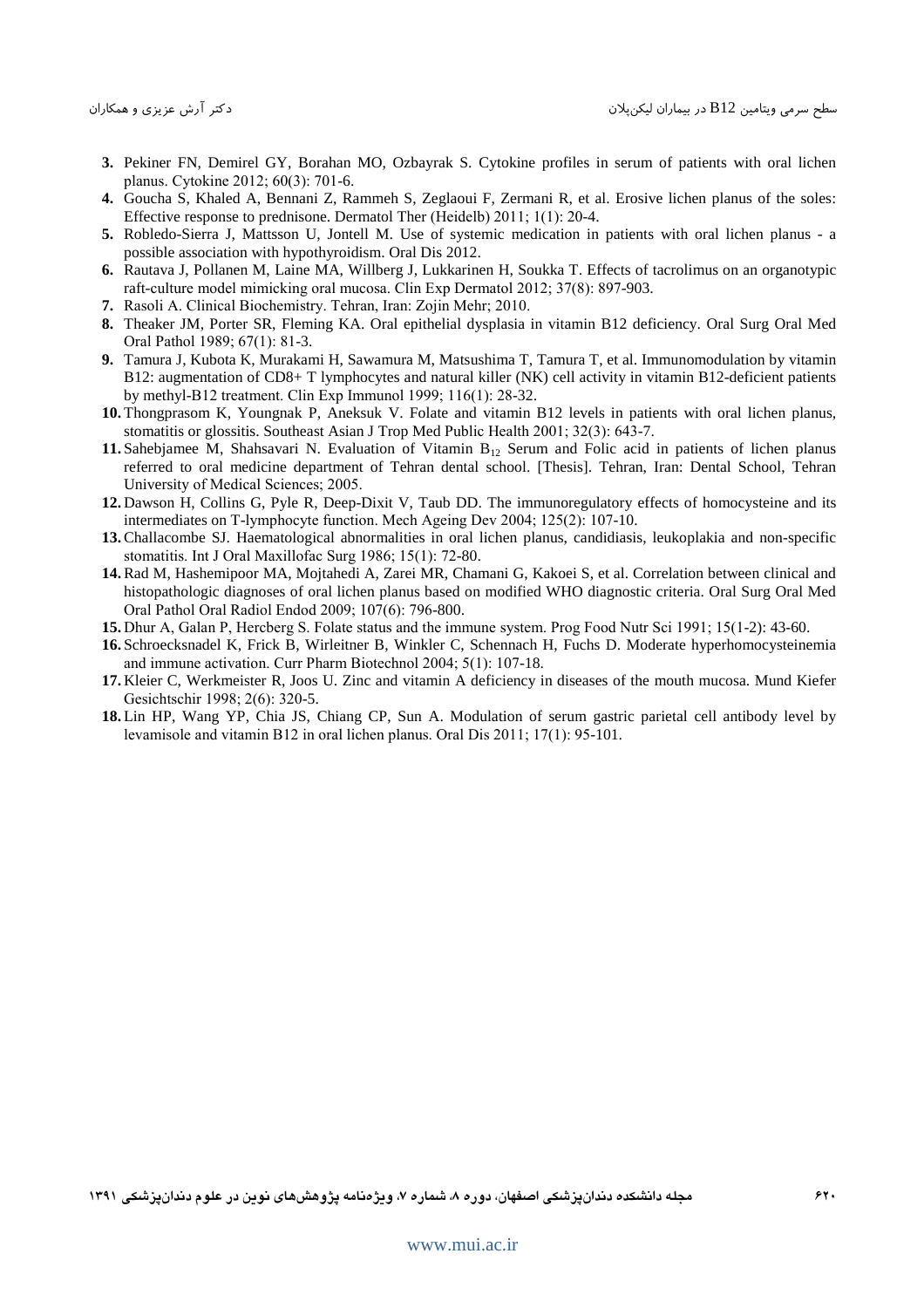3. Pekiner FN, Demirel GY, Borahan MO, Ozbayrak S. Cytokine profiles in serum of patients with oral lichen planus. Cytokine 2012; 60(3): 701-6.
4. Goucha S, Khaled A, Bennani Z, Rammeh S, Zeglaoui F, Zermani R, et al. Erosive lichen planus of the soles: Effective response to prednisone. Dermatol Ther (Heidelb) 2011; 1(1): 20-4.
5. Robledo-Sierra J, Mattsson U, Jontell M. Use of systemic medication in patients with oral lichen planus - a possible association with hypothyroidism. Oral Dis 2012.
6. Rautava J, Pollanen M, Laine MA, Willberg J, Lukkarinen H, Soukka T. Effects of tacrolimus on an organotypic raft-culture model mimicking oral mucosa. Clin Exp Dermatol 2012; 37(8): 897-903.
7. Rasoli A. Clinical Biochemistry. Tehran, Iran: Zojin Mehr; 2010.
8. Theaker JM, Porter SR, Fleming KA. Oral epithelial dysplasia in vitamin B12 deficiency. Oral Surg Oral Med Oral Pathol 1989; 67(1): 81-3.
9. Tamura J, Kubota K, Murakami H, Sawamura M, Matsushima T, Tamura T, et al. Immunomodulation by vitamin B12: augmentation of CD8+ T lymphocytes and natural killer (NK) cell activity in vitamin B12-deficient patients by methyl-B12 treatment. Clin Exp Immunol 1999; 116(1): 28-32.
10. Thongprasom K, Youngnak P, Aneksuk V. Folate and vitamin B12 levels in patients with oral lichen planus, stomatitis or glossitis. Southeast Asian J Trop Med Public Health 2001; 32(3): 643-7.
11. Sahebjamee M, Shahsavari N. Evaluation of Vitamin $B_{12}$ Serum and Folic acid in patients of lichen planus referred to oral medicine department of Tehran dental school. [Thesis]. Tehran, Iran: Dental School, Tehran University of Medical Sciences; 2005.
12. Dawson H, Collins G, Pyle R, Deep-Dixit V, Taub DD. The immunoregulatory effects of homocysteine and its intermediates on T-lymphocyte function. Mech Ageing Dev 2004; 125(2): 107-10.
13. Challacombe SJ. Haematological abnormalities in oral lichen planus, candidiasis, leukoplakia and non-specific stomatitis. Int J Oral Maxillofac Surg 1986; 15(1): 72-80.
14. Rad M, Hashemipoor MA, Mojtahedi A, Zarei MR, Chamani G, Kakoei S, et al. Correlation between clinical and histopathologic diagnoses of oral lichen planus based on modified WHO diagnostic criteria. Oral Surg Oral Med Oral Pathol Oral Radiol Endod 2009; 107(6): 796-800.
15. Dhur A, Galan P, Hercberg S. Folate status and the immune system. Prog Food Nutr Sci 1991; 15(1-2): 43-60.
16. Schroecksnadel K, Frick B, Wirleitner B, Winkler C, Schennach H, Fuchs D. Moderate hyperhomocysteinemia and immune activation. Curr Pharm Biotechnol 2004; 5(1): 107-18.
17. Kleier C, Werkmeister R, Joos U. Zinc and vitamin A deficiency in diseases of the mouth mucosa. Mund Kiefer Gesichtschir 1998; 2(6): 320-5.
18. Lin HP, Wang YP, Chia JS, Chiang CP, Sun A. Modulation of serum gastric parietal cell antibody level by levamisole and vitamin B12 in oral lichen planus. Oral Dis 2011; 17(1): 95-101.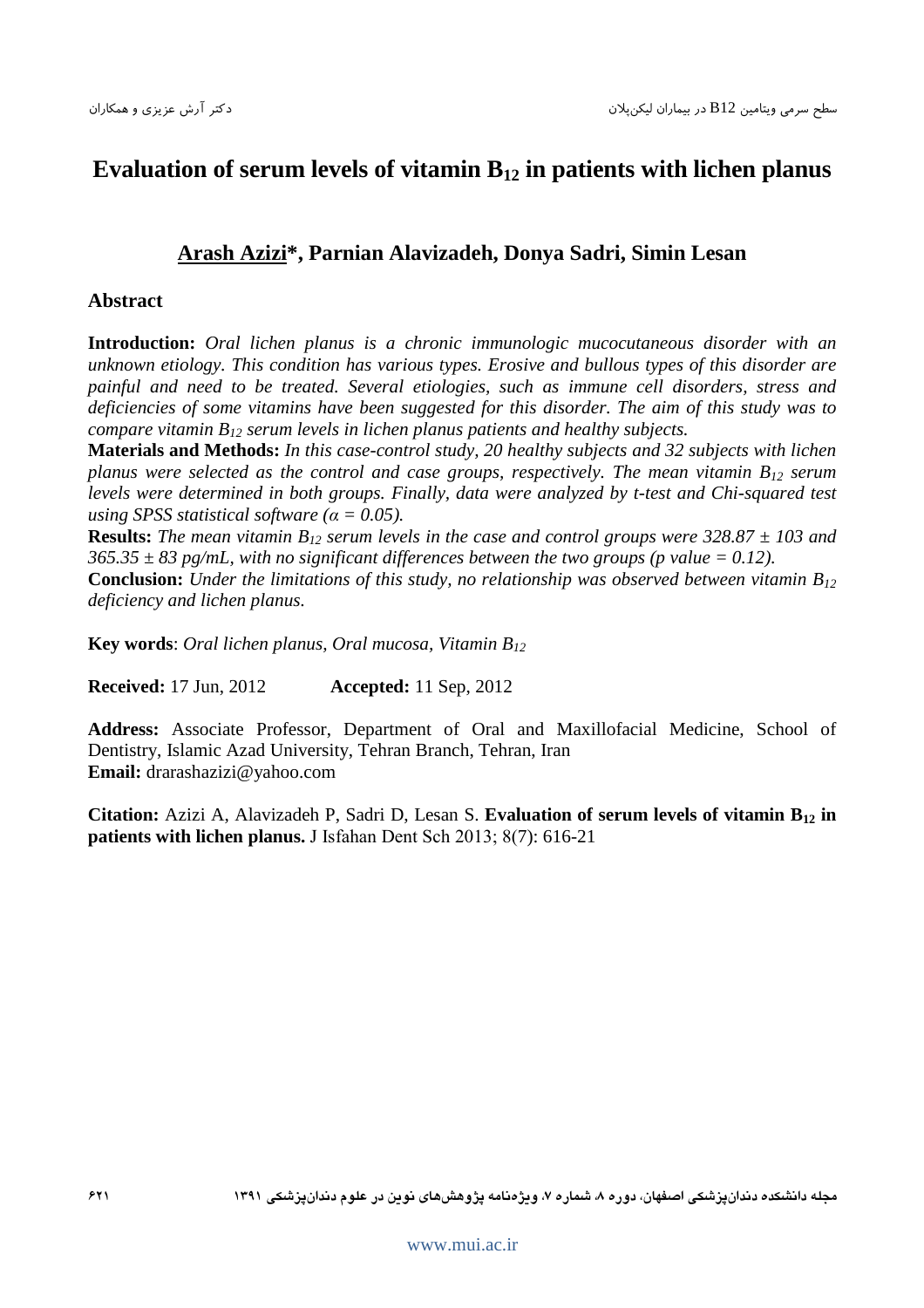# Evaluation of serum levels of vitamin $B_{12}$ in patients with lichen planus

## Arash Azizi*, Parnian Alavizadeh, Donya Sadri, Simin Lesan

### Abstract

**Introduction:** *Oral lichen planus is a chronic immunologic mucocutaneous disorder with an unknown etiology. This condition has various types. Erosive and bullous types of this disorder are painful and need to be treated. Several etiologies, such as immune cell disorders, stress and deficiencies of some vitamins have been suggested for this disorder. The aim of this study was to compare vitamin $B_{12}$ serum levels in lichen planus patients and healthy subjects.*

**Materials and Methods:** *In this case-control study, 20 healthy subjects and 32 subjects with lichen planus were selected as the control and case groups, respectively. The mean vitamin $B_{12}$ serum levels were determined in both groups. Finally, data were analyzed by t-test and Chi-squared test using SPSS statistical software ($\alpha = 0.05$).*

**Results:** *The mean vitamin $B_{12}$ serum levels in the case and control groups were $328.87 \pm 103$ and $365.35 \pm 83$ pg/mL, with no significant differences between the two groups (p value = 0.12).*

**Conclusion:** *Under the limitations of this study, no relationship was observed between vitamin $B_{12}$ deficiency and lichen planus.*

**Key words**: *Oral lichen planus, Oral mucosa, Vitamin $B_{12}$*

**Received:** 17 Jun, 2012 **Accepted:** 11 Sep, 2012

**Address:** Associate Professor, Department of Oral and Maxillofacial Medicine, School of Dentistry, Islamic Azad University, Tehran Branch, Tehran, Iran

**Email:** drarashazizi@yahoo.com

**Citation:** Azizi A, Alavizadeh P, Sadri D, Lesan S. **Evaluation of serum levels of vitamin $B_{12}$ in patients with lichen planus.** J Isfahan Dent Sch 2013; 8(7): 616-21